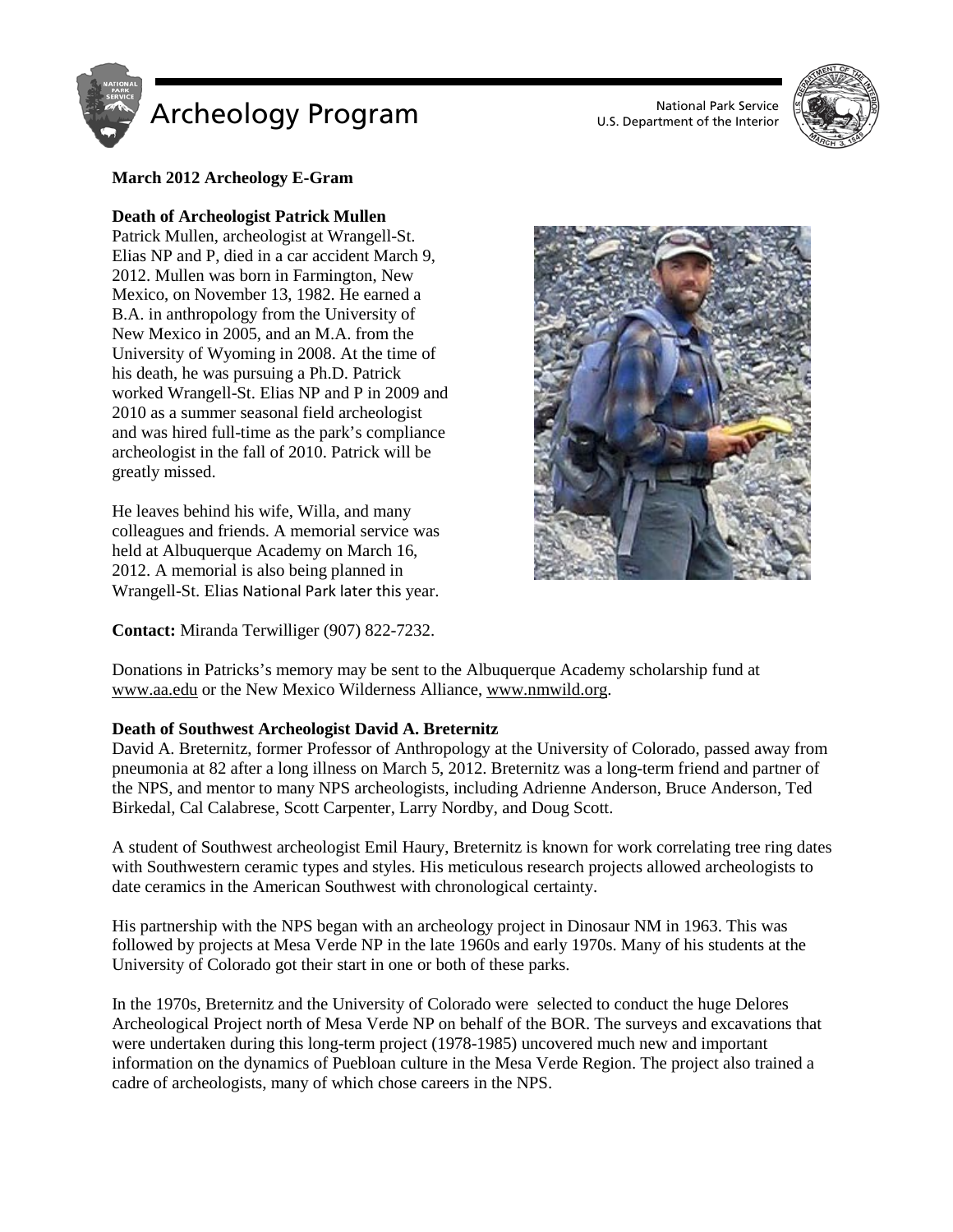# Archeology Program

National Park Service
U.S. Department of the Interior

**March 2012 Archeology E-Gram**

**Death of Archeologist Patrick Mullen**

Patrick Mullen, archeologist at Wrangell-St. Elias NP and P, died in a car accident March 9, 2012. Mullen was born in Farmington, New Mexico, on November 13, 1982. He earned a B.A. in anthropology from the University of New Mexico in 2005, and an M.A. from the University of Wyoming in 2008. At the time of his death, he was pursuing a Ph.D. Patrick worked Wrangell-St. Elias NP and P in 2009 and 2010 as a summer seasonal field archeologist and was hired full-time as the park's compliance archeologist in the fall of 2010. Patrick will be greatly missed.

He leaves behind his wife, Willa, and many colleagues and friends. A memorial service was held at Albuquerque Academy on March 16, 2012. A memorial is also being planned in Wrangell-St. Elias National Park later this year.

**Contact:** Miranda Terwilliger (907) 822-7232.

Donations in Patricks's memory may be sent to the Albuquerque Academy scholarship fund at www.aa.edu or the New Mexico Wilderness Alliance, www.nmwild.org.

**Death of Southwest Archeologist David A. Breternitz**

David A. Breternitz, former Professor of Anthropology at the University of Colorado, passed away from pneumonia at 82 after a long illness on March 5, 2012. Breternitz was a long-term friend and partner of the NPS, and mentor to many NPS archeologists, including Adrienne Anderson, Bruce Anderson, Ted Birkedal, Cal Calabrese, Scott Carpenter, Larry Nordby, and Doug Scott.

A student of Southwest archeologist Emil Haury, Breternitz is known for work correlating tree ring dates with Southwestern ceramic types and styles. His meticulous research projects allowed archeologists to date ceramics in the American Southwest with chronological certainty.

His partnership with the NPS began with an archeology project in Dinosaur NM in 1963. This was followed by projects at Mesa Verde NP in the late 1960s and early 1970s. Many of his students at the University of Colorado got their start in one or both of these parks.

In the 1970s, Breternitz and the University of Colorado were selected to conduct the huge Delores Archeological Project north of Mesa Verde NP on behalf of the BOR. The surveys and excavations that were undertaken during this long-term project (1978-1985) uncovered much new and important information on the dynamics of Puebloan culture in the Mesa Verde Region. The project also trained a cadre of archeologists, many of which chose careers in the NPS.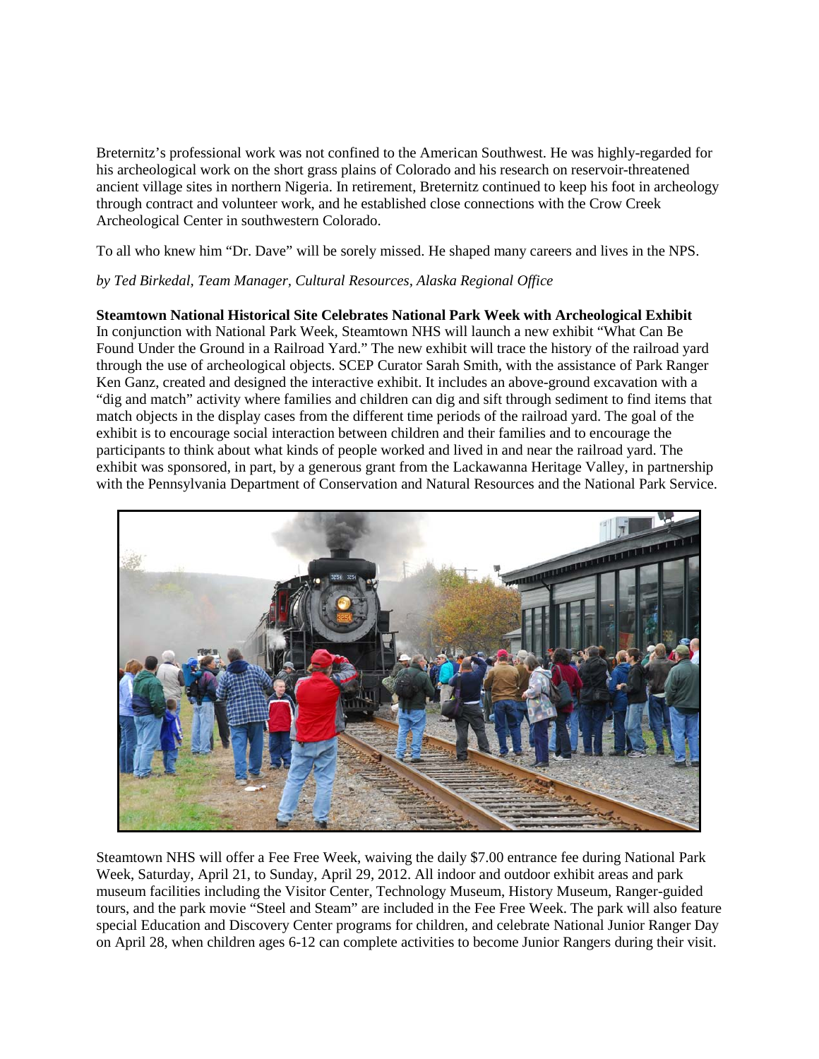Breternitz's professional work was not confined to the American Southwest. He was highly-regarded for his archeological work on the short grass plains of Colorado and his research on reservoir-threatened ancient village sites in northern Nigeria. In retirement, Breternitz continued to keep his foot in archeology through contract and volunteer work, and he established close connections with the Crow Creek Archeological Center in southwestern Colorado.

To all who knew him "Dr. Dave" will be sorely missed. He shaped many careers and lives in the NPS.

*by Ted Birkedal, Team Manager, Cultural Resources, Alaska Regional Office*

**Steamtown National Historical Site Celebrates National Park Week with Archeological Exhibit**

In conjunction with National Park Week, Steamtown NHS will launch a new exhibit "What Can Be Found Under the Ground in a Railroad Yard." The new exhibit will trace the history of the railroad yard through the use of archeological objects. SCEP Curator Sarah Smith, with the assistance of Park Ranger Ken Ganz, created and designed the interactive exhibit. It includes an above-ground excavation with a "dig and match" activity where families and children can dig and sift through sediment to find items that match objects in the display cases from the different time periods of the railroad yard. The goal of the exhibit is to encourage social interaction between children and their families and to encourage the participants to think about what kinds of people worked and lived in and near the railroad yard. The exhibit was sponsored, in part, by a generous grant from the Lackawanna Heritage Valley, in partnership with the Pennsylvania Department of Conservation and Natural Resources and the National Park Service.

Steamtown NHS will offer a Fee Free Week, waiving the daily $7.00 entrance fee during National Park Week, Saturday, April 21, to Sunday, April 29, 2012. All indoor and outdoor exhibit areas and park museum facilities including the Visitor Center, Technology Museum, History Museum, Ranger-guided tours, and the park movie "Steel and Steam" are included in the Fee Free Week. The park will also feature special Education and Discovery Center programs for children, and celebrate National Junior Ranger Day on April 28, when children ages 6-12 can complete activities to become Junior Rangers during their visit.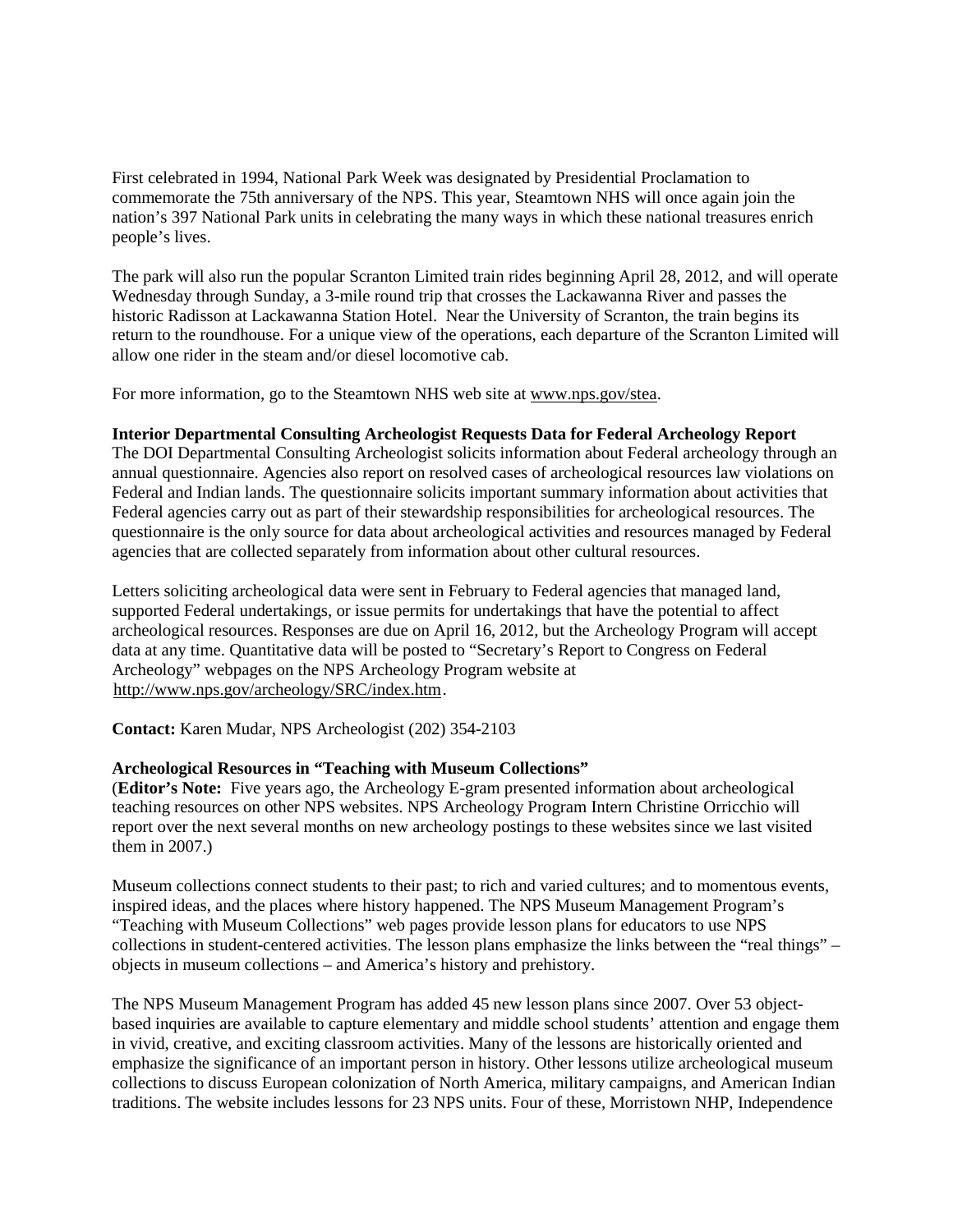First celebrated in 1994, National Park Week was designated by Presidential Proclamation to commemorate the 75th anniversary of the NPS. This year, Steamtown NHS will once again join the nation's 397 National Park units in celebrating the many ways in which these national treasures enrich people's lives.

The park will also run the popular Scranton Limited train rides beginning April 28, 2012, and will operate Wednesday through Sunday, a 3-mile round trip that crosses the Lackawanna River and passes the historic Radisson at Lackawanna Station Hotel. Near the University of Scranton, the train begins its return to the roundhouse. For a unique view of the operations, each departure of the Scranton Limited will allow one rider in the steam and/or diesel locomotive cab.

For more information, go to the Steamtown NHS web site at www.nps.gov/stea.

**Interior Departmental Consulting Archeologist Requests Data for Federal Archeology Report**

The DOI Departmental Consulting Archeologist solicits information about Federal archeology through an annual questionnaire. Agencies also report on resolved cases of archeological resources law violations on Federal and Indian lands. The questionnaire solicits important summary information about activities that Federal agencies carry out as part of their stewardship responsibilities for archeological resources. The questionnaire is the only source for data about archeological activities and resources managed by Federal agencies that are collected separately from information about other cultural resources.

Letters soliciting archeological data were sent in February to Federal agencies that managed land, supported Federal undertakings, or issue permits for undertakings that have the potential to affect archeological resources. Responses are due on April 16, 2012, but the Archeology Program will accept data at any time. Quantitative data will be posted to "Secretary's Report to Congress on Federal Archeology" webpages on the NPS Archeology Program website at http://www.nps.gov/archeology/SRC/index.htm.

**Contact:** Karen Mudar, NPS Archeologist (202) 354-2103

**Archeological Resources in "Teaching with Museum Collections"**

(**Editor's Note:** Five years ago, the Archeology E-gram presented information about archeological teaching resources on other NPS websites. NPS Archeology Program Intern Christine Orricchio will report over the next several months on new archeology postings to these websites since we last visited them in 2007.)

Museum collections connect students to their past; to rich and varied cultures; and to momentous events, inspired ideas, and the places where history happened. The NPS Museum Management Program's "Teaching with Museum Collections" web pages provide lesson plans for educators to use NPS collections in student-centered activities. The lesson plans emphasize the links between the "real things" – objects in museum collections – and America's history and prehistory.

The NPS Museum Management Program has added 45 new lesson plans since 2007. Over 53 object-based inquiries are available to capture elementary and middle school students' attention and engage them in vivid, creative, and exciting classroom activities. Many of the lessons are historically oriented and emphasize the significance of an important person in history. Other lessons utilize archeological museum collections to discuss European colonization of North America, military campaigns, and American Indian traditions. The website includes lessons for 23 NPS units. Four of these, Morristown NHP, Independence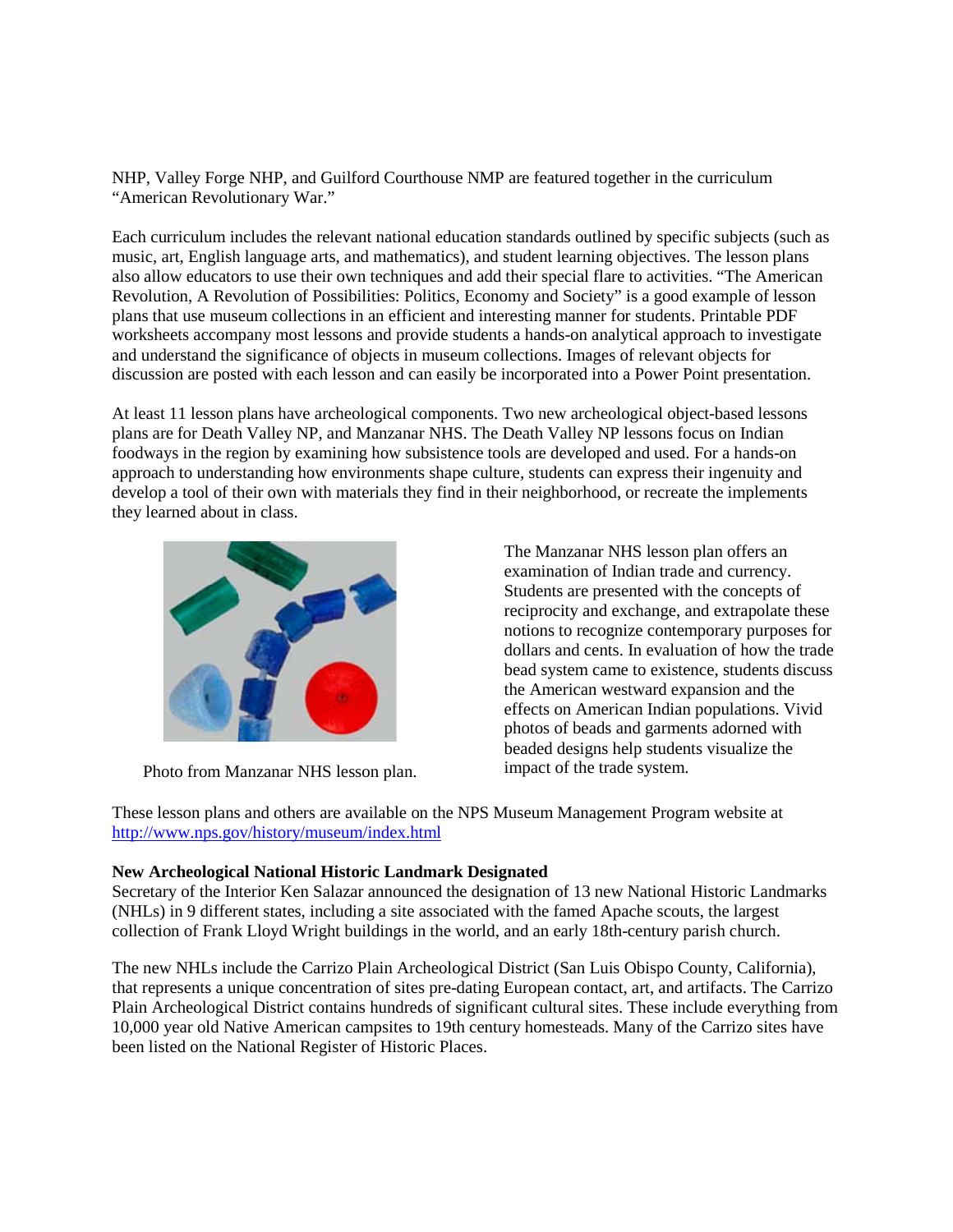NHP, Valley Forge NHP, and Guilford Courthouse NMP are featured together in the curriculum "American Revolutionary War."

Each curriculum includes the relevant national education standards outlined by specific subjects (such as music, art, English language arts, and mathematics), and student learning objectives. The lesson plans also allow educators to use their own techniques and add their special flare to activities. "The American Revolution, A Revolution of Possibilities: Politics, Economy and Society" is a good example of lesson plans that use museum collections in an efficient and interesting manner for students. Printable PDF worksheets accompany most lessons and provide students a hands-on analytical approach to investigate and understand the significance of objects in museum collections. Images of relevant objects for discussion are posted with each lesson and can easily be incorporated into a Power Point presentation.

At least 11 lesson plans have archeological components. Two new archeological object-based lessons plans are for Death Valley NP, and Manzanar NHS. The Death Valley NP lessons focus on Indian foodways in the region by examining how subsistence tools are developed and used. For a hands-on approach to understanding how environments shape culture, students can express their ingenuity and develop a tool of their own with materials they find in their neighborhood, or recreate the implements they learned about in class.

Photo from Manzanar NHS lesson plan.

The Manzanar NHS lesson plan offers an examination of Indian trade and currency. Students are presented with the concepts of reciprocity and exchange, and extrapolate these notions to recognize contemporary purposes for dollars and cents. In evaluation of how the trade bead system came to existence, students discuss the American westward expansion and the effects on American Indian populations. Vivid photos of beads and garments adorned with beaded designs help students visualize the impact of the trade system.

These lesson plans and others are available on the NPS Museum Management Program website at http://www.nps.gov/history/museum/index.html

**New Archeological National Historic Landmark Designated**

Secretary of the Interior Ken Salazar announced the designation of 13 new National Historic Landmarks (NHLs) in 9 different states, including a site associated with the famed Apache scouts, the largest collection of Frank Lloyd Wright buildings in the world, and an early 18th-century parish church.

The new NHLs include the Carrizo Plain Archeological District (San Luis Obispo County, California), that represents a unique concentration of sites pre-dating European contact, art, and artifacts. The Carrizo Plain Archeological District contains hundreds of significant cultural sites. These include everything from 10,000 year old Native American campsites to 19th century homesteads. Many of the Carrizo sites have been listed on the National Register of Historic Places.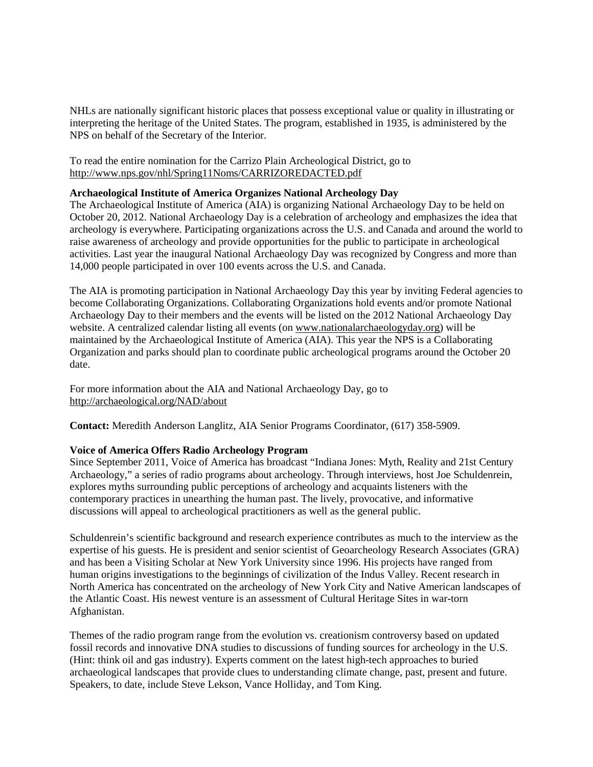NHLs are nationally significant historic places that possess exceptional value or quality in illustrating or interpreting the heritage of the United States. The program, established in 1935, is administered by the NPS on behalf of the Secretary of the Interior.

To read the entire nomination for the Carrizo Plain Archeological District, go to http://www.nps.gov/nhl/Spring11Noms/CARRIZOREDACTED.pdf

**Archaeological Institute of America Organizes National Archeology Day**

The Archaeological Institute of America (AIA) is organizing National Archaeology Day to be held on October 20, 2012. National Archaeology Day is a celebration of archeology and emphasizes the idea that archeology is everywhere. Participating organizations across the U.S. and Canada and around the world to raise awareness of archeology and provide opportunities for the public to participate in archeological activities. Last year the inaugural National Archaeology Day was recognized by Congress and more than 14,000 people participated in over 100 events across the U.S. and Canada.

The AIA is promoting participation in National Archaeology Day this year by inviting Federal agencies to become Collaborating Organizations. Collaborating Organizations hold events and/or promote National Archaeology Day to their members and the events will be listed on the 2012 National Archaeology Day website. A centralized calendar listing all events (on www.nationalarchaeologyday.org) will be maintained by the Archaeological Institute of America (AIA). This year the NPS is a Collaborating Organization and parks should plan to coordinate public archeological programs around the October 20 date.

For more information about the AIA and National Archaeology Day, go to http://archaeological.org/NAD/about

**Contact:** Meredith Anderson Langlitz, AIA Senior Programs Coordinator, (617) 358-5909.

**Voice of America Offers Radio Archeology Program**

Since September 2011, Voice of America has broadcast "Indiana Jones: Myth, Reality and 21st Century Archaeology," a series of radio programs about archeology. Through interviews, host Joe Schuldenrein, explores myths surrounding public perceptions of archeology and acquaints listeners with the contemporary practices in unearthing the human past. The lively, provocative, and informative discussions will appeal to archeological practitioners as well as the general public.

Schuldenrein's scientific background and research experience contributes as much to the interview as the expertise of his guests. He is president and senior scientist of Geoarcheology Research Associates (GRA) and has been a Visiting Scholar at New York University since 1996. His projects have ranged from human origins investigations to the beginnings of civilization of the Indus Valley. Recent research in North America has concentrated on the archeology of New York City and Native American landscapes of the Atlantic Coast. His newest venture is an assessment of Cultural Heritage Sites in war-torn Afghanistan.

Themes of the radio program range from the evolution vs. creationism controversy based on updated fossil records and innovative DNA studies to discussions of funding sources for archeology in the U.S. (Hint: think oil and gas industry). Experts comment on the latest high-tech approaches to buried archaeological landscapes that provide clues to understanding climate change, past, present and future. Speakers, to date, include Steve Lekson, Vance Holliday, and Tom King.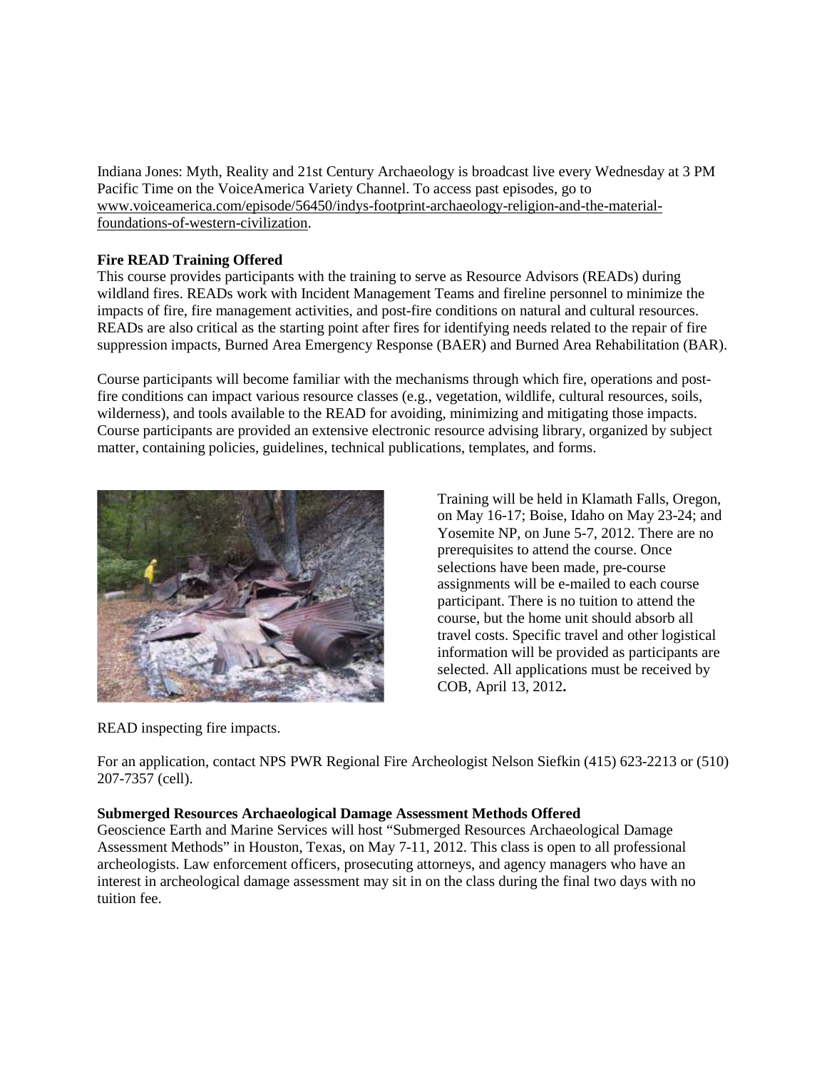Indiana Jones: Myth, Reality and 21st Century Archaeology is broadcast live every Wednesday at 3 PM Pacific Time on the VoiceAmerica Variety Channel. To access past episodes, go to www.voiceamerica.com/episode/56450/indys-footprint-archaeology-religion-and-the-material-foundations-of-western-civilization.

**Fire READ Training Offered**

This course provides participants with the training to serve as Resource Advisors (READs) during wildland fires. READs work with Incident Management Teams and fireline personnel to minimize the impacts of fire, fire management activities, and post-fire conditions on natural and cultural resources. READs are also critical as the starting point after fires for identifying needs related to the repair of fire suppression impacts, Burned Area Emergency Response (BAER) and Burned Area Rehabilitation (BAR).

Course participants will become familiar with the mechanisms through which fire, operations and post-fire conditions can impact various resource classes (e.g., vegetation, wildlife, cultural resources, soils, wilderness), and tools available to the READ for avoiding, minimizing and mitigating those impacts. Course participants are provided an extensive electronic resource advising library, organized by subject matter, containing policies, guidelines, technical publications, templates, and forms.

Training will be held in Klamath Falls, Oregon, on May 16-17; Boise, Idaho on May 23-24; and Yosemite NP, on June 5-7, 2012. There are no prerequisites to attend the course. Once selections have been made, pre-course assignments will be e-mailed to each course participant. There is no tuition to attend the course, but the home unit should absorb all travel costs. Specific travel and other logistical information will be provided as participants are selected. All applications must be received by COB, April 13, 2012**.**

READ inspecting fire impacts.

For an application, contact NPS PWR Regional Fire Archeologist Nelson Siefkin (415) 623-2213 or (510) 207-7357 (cell).

**Submerged Resources Archaeological Damage Assessment Methods Offered**

Geoscience Earth and Marine Services will host "Submerged Resources Archaeological Damage Assessment Methods" in Houston, Texas, on May 7-11, 2012. This class is open to all professional archeologists. Law enforcement officers, prosecuting attorneys, and agency managers who have an interest in archeological damage assessment may sit in on the class during the final two days with no tuition fee.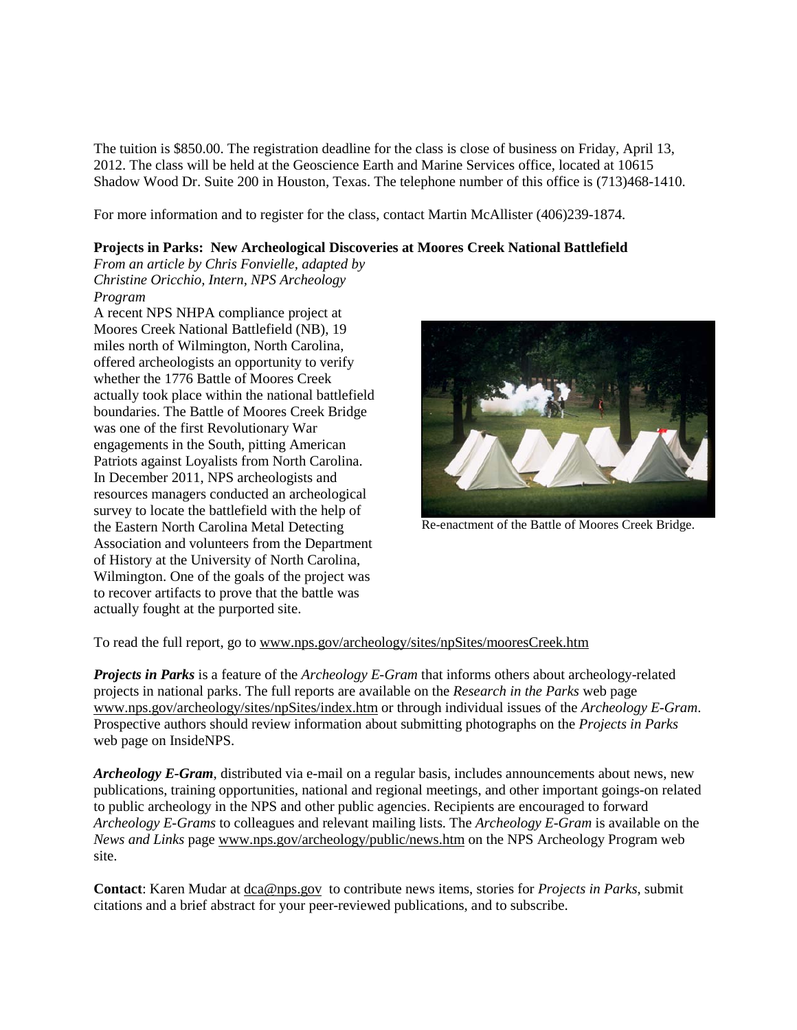The tuition is $850.00. The registration deadline for the class is close of business on Friday, April 13, 2012. The class will be held at the Geoscience Earth and Marine Services office, located at 10615 Shadow Wood Dr. Suite 200 in Houston, Texas. The telephone number of this office is (713)468-1410.

For more information and to register for the class, contact Martin McAllister (406)239-1874.

**Projects in Parks: New Archeological Discoveries at Moores Creek National Battlefield**

*From an article by Chris Fonvielle, adapted by Christine Oricchio, Intern, NPS Archeology Program*

A recent NPS NHPA compliance project at Moores Creek National Battlefield (NB), 19 miles north of Wilmington, North Carolina, offered archeologists an opportunity to verify whether the 1776 Battle of Moores Creek actually took place within the national battlefield boundaries. The Battle of Moores Creek Bridge was one of the first Revolutionary War engagements in the South, pitting American Patriots against Loyalists from North Carolina. In December 2011, NPS archeologists and resources managers conducted an archeological survey to locate the battlefield with the help of the Eastern North Carolina Metal Detecting Association and volunteers from the Department of History at the University of North Carolina, Wilmington. One of the goals of the project was to recover artifacts to prove that the battle was actually fought at the purported site.

Re-enactment of the Battle of Moores Creek Bridge.

To read the full report, go to www.nps.gov/archeology/sites/npSites/mooresCreek.htm

***Projects in Parks*** is a feature of the *Archeology E-Gram* that informs others about archeology-related projects in national parks. The full reports are available on the *Research in the Parks* web page www.nps.gov/archeology/sites/npSites/index.htm or through individual issues of the *Archeology E-Gram*. Prospective authors should review information about submitting photographs on the *Projects in Parks* web page on InsideNPS.

***Archeology E-Gram***, distributed via e-mail on a regular basis, includes announcements about news, new publications, training opportunities, national and regional meetings, and other important goings-on related to public archeology in the NPS and other public agencies. Recipients are encouraged to forward *Archeology E-Grams* to colleagues and relevant mailing lists. The *Archeology E-Gram* is available on the *News and Links* page www.nps.gov/archeology/public/news.htm on the NPS Archeology Program web site.

**Contact**: Karen Mudar at dca@nps.gov to contribute news items, stories for *Projects in Parks*, submit citations and a brief abstract for your peer-reviewed publications, and to subscribe.